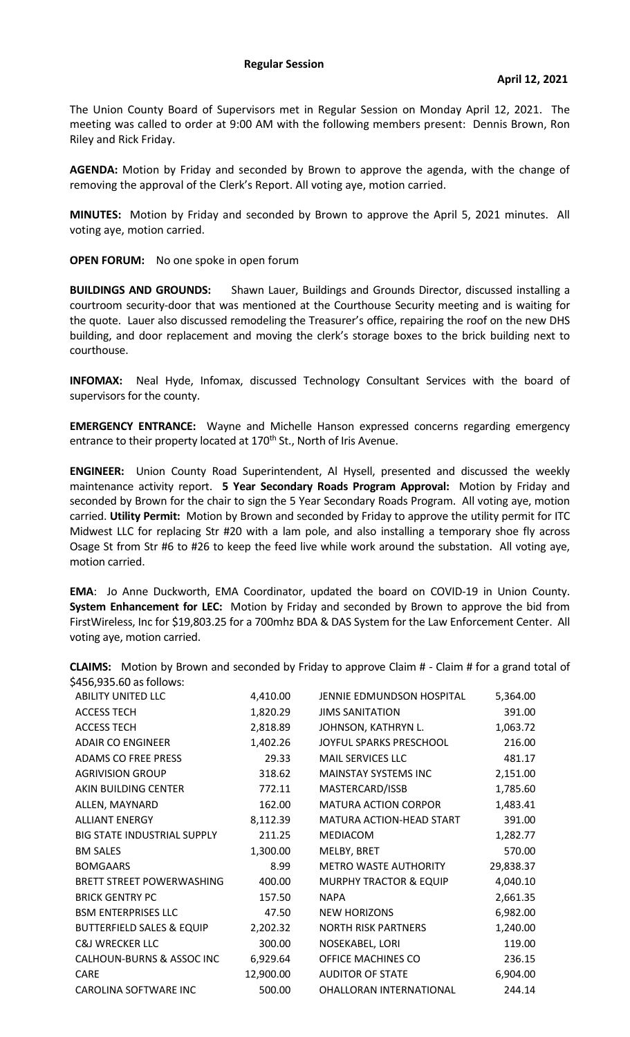**Regular Session**

**April 12, 2021**

The Union County Board of Supervisors met in Regular Session on Monday April 12, 2021. The meeting was called to order at 9:00 AM with the following members present: Dennis Brown, Ron Riley and Rick Friday.

**AGENDA:** Motion by Friday and seconded by Brown to approve the agenda, with the change of removing the approval of the Clerk's Report. All voting aye, motion carried.

**MINUTES:** Motion by Friday and seconded by Brown to approve the April 5, 2021 minutes. All voting aye, motion carried.

**OPEN FORUM:** No one spoke in open forum

**BUILDINGS AND GROUNDS:** Shawn Lauer, Buildings and Grounds Director, discussed installing a courtroom security-door that was mentioned at the Courthouse Security meeting and is waiting for the quote. Lauer also discussed remodeling the Treasurer's office, repairing the roof on the new DHS building, and door replacement and moving the clerk's storage boxes to the brick building next to courthouse.

**INFOMAX:** Neal Hyde, Infomax, discussed Technology Consultant Services with the board of supervisors for the county.

**EMERGENCY ENTRANCE:** Wayne and Michelle Hanson expressed concerns regarding emergency entrance to their property located at 170th St., North of Iris Avenue.

**ENGINEER:** Union County Road Superintendent, Al Hysell, presented and discussed the weekly maintenance activity report. **5 Year Secondary Roads Program Approval:** Motion by Friday and seconded by Brown for the chair to sign the 5 Year Secondary Roads Program. All voting aye, motion carried. **Utility Permit:** Motion by Brown and seconded by Friday to approve the utility permit for ITC Midwest LLC for replacing Str #20 with a lam pole, and also installing a temporary shoe fly across Osage St from Str #6 to #26 to keep the feed live while work around the substation. All voting aye, motion carried.

**EMA**: Jo Anne Duckworth, EMA Coordinator, updated the board on COVID-19 in Union County. **System Enhancement for LEC:** Motion by Friday and seconded by Brown to approve the bid from FirstWireless, Inc for $19,803.25 for a 700mhz BDA & DAS System for the Law Enforcement Center. All voting aye, motion carried.

**CLAIMS:** Motion by Brown and seconded by Friday to approve Claim # - Claim # for a grand total of $456,935.60 as follows:

| | | | |
|---|---|---|---|
| ABILITY UNITED LLC | 4,410.00 | JENNIE EDMUNDSON HOSPITAL | 5,364.00 |
| ACCESS TECH | 1,820.29 | JIMS SANITATION | 391.00 |
| ACCESS TECH | 2,818.89 | JOHNSON, KATHRYN L. | 1,063.72 |
| ADAIR CO ENGINEER | 1,402.26 | JOYFUL SPARKS PRESCHOOL | 216.00 |
| ADAMS CO FREE PRESS | 29.33 | MAIL SERVICES LLC | 481.17 |
| AGRIVISION GROUP | 318.62 | MAINSTAY SYSTEMS INC | 2,151.00 |
| AKIN BUILDING CENTER | 772.11 | MASTERCARD/ISSB | 1,785.60 |
| ALLEN, MAYNARD | 162.00 | MATURA ACTION CORPOR | 1,483.41 |
| ALLIANT ENERGY | 8,112.39 | MATURA ACTION-HEAD START | 391.00 |
| BIG STATE INDUSTRIAL SUPPLY | 211.25 | MEDIACOM | 1,282.77 |
| BM SALES | 1,300.00 | MELBY, BRET | 570.00 |
| BOMGAARS | 8.99 | METRO WASTE AUTHORITY | 29,838.37 |
| BRETT STREET POWERWASHING | 400.00 | MURPHY TRACTOR & EQUIP | 4,040.10 |
| BRICK GENTRY PC | 157.50 | NAPA | 2,661.35 |
| BSM ENTERPRISES LLC | 47.50 | NEW HORIZONS | 6,982.00 |
| BUTTERFIELD SALES & EQUIP | 2,202.32 | NORTH RISK PARTNERS | 1,240.00 |
| C&J WRECKER LLC | 300.00 | NOSEKABEL, LORI | 119.00 |
| CALHOUN-BURNS & ASSOC INC | 6,929.64 | OFFICE MACHINES CO | 236.15 |
| CARE | 12,900.00 | AUDITOR OF STATE | 6,904.00 |
| CAROLINA SOFTWARE INC | 500.00 | OHALLORAN INTERNATIONAL | 244.14 |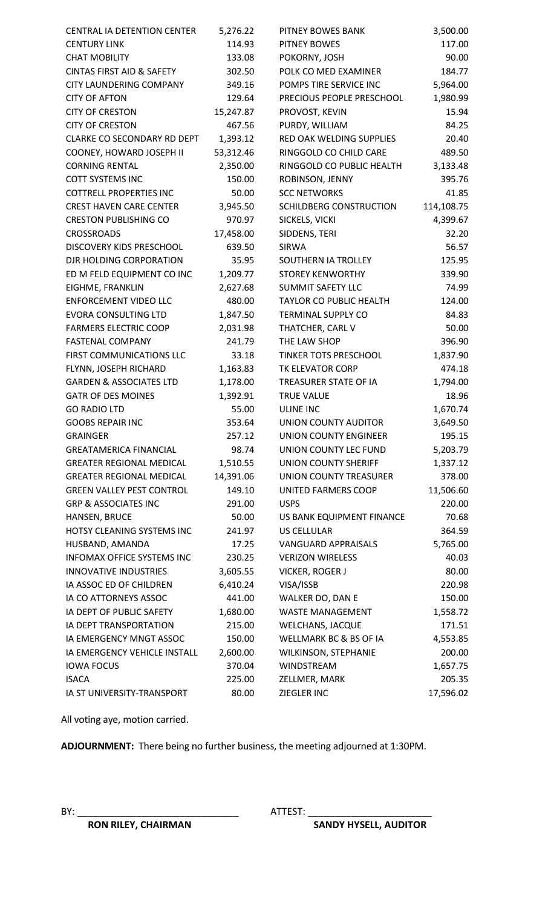| | | | |
|---|---|---|---|
| CENTRAL IA DETENTION CENTER | 5,276.22 | PITNEY BOWES BANK | 3,500.00 |
| CENTURY LINK | 114.93 | PITNEY BOWES | 117.00 |
| CHAT MOBILITY | 133.08 | POKORNY, JOSH | 90.00 |
| CINTAS FIRST AID & SAFETY | 302.50 | POLK CO MED EXAMINER | 184.77 |
| CITY LAUNDERING COMPANY | 349.16 | POMPS TIRE SERVICE INC | 5,964.00 |
| CITY OF AFTON | 129.64 | PRECIOUS PEOPLE PRESCHOOL | 1,980.99 |
| CITY OF CRESTON | 15,247.87 | PROVOST, KEVIN | 15.94 |
| CITY OF CRESTON | 467.56 | PURDY, WILLIAM | 84.25 |
| CLARKE CO SECONDARY RD DEPT | 1,393.12 | RED OAK WELDING SUPPLIES | 20.40 |
| COONEY, HOWARD JOSEPH II | 53,312.46 | RINGGOLD CO CHILD CARE | 489.50 |
| CORNING RENTAL | 2,350.00 | RINGGOLD CO PUBLIC HEALTH | 3,133.48 |
| COTT SYSTEMS INC | 150.00 | ROBINSON, JENNY | 395.76 |
| COTTRELL PROPERTIES INC | 50.00 | SCC NETWORKS | 41.85 |
| CREST HAVEN CARE CENTER | 3,945.50 | SCHILDBERG CONSTRUCTION | 114,108.75 |
| CRESTON PUBLISHING CO | 970.97 | SICKELS, VICKI | 4,399.67 |
| CROSSROADS | 17,458.00 | SIDDENS, TERI | 32.20 |
| DISCOVERY KIDS PRESCHOOL | 639.50 | SIRWA | 56.57 |
| DJR HOLDING CORPORATION | 35.95 | SOUTHERN IA TROLLEY | 125.95 |
| ED M FELD EQUIPMENT CO INC | 1,209.77 | STOREY KENWORTHY | 339.90 |
| EIGHME, FRANKLIN | 2,627.68 | SUMMIT SAFETY LLC | 74.99 |
| ENFORCEMENT VIDEO LLC | 480.00 | TAYLOR CO PUBLIC HEALTH | 124.00 |
| EVORA CONSULTING LTD | 1,847.50 | TERMINAL SUPPLY CO | 84.83 |
| FARMERS ELECTRIC COOP | 2,031.98 | THATCHER, CARL V | 50.00 |
| FASTENAL COMPANY | 241.79 | THE LAW SHOP | 396.90 |
| FIRST COMMUNICATIONS LLC | 33.18 | TINKER TOTS PRESCHOOL | 1,837.90 |
| FLYNN, JOSEPH RICHARD | 1,163.83 | TK ELEVATOR CORP | 474.18 |
| GARDEN & ASSOCIATES LTD | 1,178.00 | TREASURER STATE OF IA | 1,794.00 |
| GATR OF DES MOINES | 1,392.91 | TRUE VALUE | 18.96 |
| GO RADIO LTD | 55.00 | ULINE INC | 1,670.74 |
| GOOBS REPAIR INC | 353.64 | UNION COUNTY AUDITOR | 3,649.50 |
| GRAINGER | 257.12 | UNION COUNTY ENGINEER | 195.15 |
| GREATAMERICA FINANCIAL | 98.74 | UNION COUNTY LEC FUND | 5,203.79 |
| GREATER REGIONAL MEDICAL | 1,510.55 | UNION COUNTY SHERIFF | 1,337.12 |
| GREATER REGIONAL MEDICAL | 14,391.06 | UNION COUNTY TREASURER | 378.00 |
| GREEN VALLEY PEST CONTROL | 149.10 | UNITED FARMERS COOP | 11,506.60 |
| GRP & ASSOCIATES INC | 291.00 | USPS | 220.00 |
| HANSEN, BRUCE | 50.00 | US BANK EQUIPMENT FINANCE | 70.68 |
| HOTSY CLEANING SYSTEMS INC | 241.97 | US CELLULAR | 364.59 |
| HUSBAND, AMANDA | 17.25 | VANGUARD APPRAISALS | 5,765.00 |
| INFOMAX OFFICE SYSTEMS INC | 230.25 | VERIZON WIRELESS | 40.03 |
| INNOVATIVE INDUSTRIES | 3,605.55 | VICKER, ROGER J | 80.00 |
| IA ASSOC ED OF CHILDREN | 6,410.24 | VISA/ISSB | 220.98 |
| IA CO ATTORNEYS ASSOC | 441.00 | WALKER DO, DAN E | 150.00 |
| IA DEPT OF PUBLIC SAFETY | 1,680.00 | WASTE MANAGEMENT | 1,558.72 |
| IA DEPT TRANSPORTATION | 215.00 | WELCHANS, JACQUE | 171.51 |
| IA EMERGENCY MNGT ASSOC | 150.00 | WELLMARK BC & BS OF IA | 4,553.85 |
| IA EMERGENCY VEHICLE INSTALL | 2,600.00 | WILKINSON, STEPHANIE | 200.00 |
| IOWA FOCUS | 370.04 | WINDSTREAM | 1,657.75 |
| ISACA | 225.00 | ZELLMER, MARK | 205.35 |
| IA ST UNIVERSITY-TRANSPORT | 80.00 | ZIEGLER INC | 17,596.02 |

All voting aye, motion carried.

**ADJOURNMENT:** There being no further business, the meeting adjourned at 1:30PM.

BY: \_\_\_\_\_\_\_\_\_\_\_\_\_\_\_\_\_\_\_\_\_\_\_\_\_\_\_\_\_\_ ATTEST: \_\_\_\_\_\_\_\_\_\_\_\_\_\_\_\_\_\_\_\_\_\_\_\_

**RON RILEY, CHAIRMAN** **SANDY HYSELL, AUDITOR**